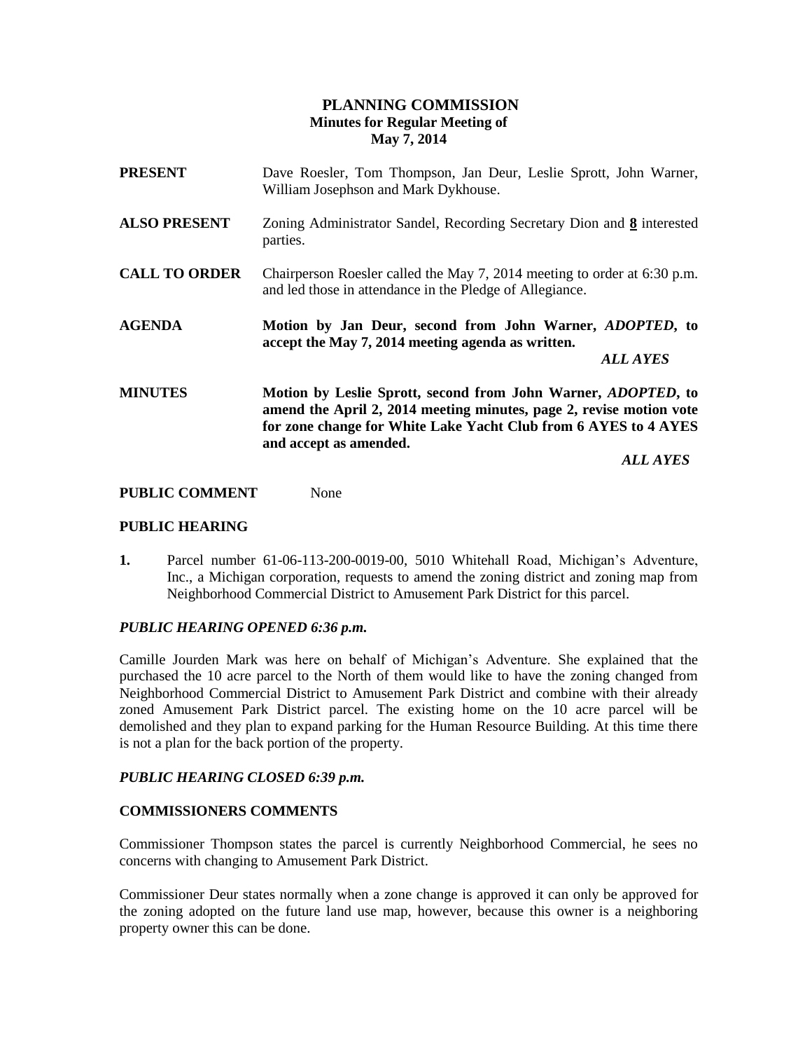# PLANNING COMMISSION

## Minutes for Regular Meeting of May 7, 2014

**PRESENT** Dave Roesler, Tom Thompson, Jan Deur, Leslie Sprott, John Warner, William Josephson and Mark Dykhouse.

**ALSO PRESENT** Zoning Administrator Sandel, Recording Secretary Dion and **8** interested parties.

**CALL TO ORDER** Chairperson Roesler called the May 7, 2014 meeting to order at 6:30 p.m. and led those in attendance in the Pledge of Allegiance.

**AGENDA** **Motion by Jan Deur, second from John Warner, *ADOPTED*, to accept the May 7, 2014 meeting agenda as written.**

***ALL AYES***

**MINUTES** **Motion by Leslie Sprott, second from John Warner, *ADOPTED*, to amend the April 2, 2014 meeting minutes, page 2, revise motion vote for zone change for White Lake Yacht Club from 6 AYES to 4 AYES and accept as amended.**

***ALL AYES***

**PUBLIC COMMENT** None

**PUBLIC HEARING**

**1.** Parcel number 61-06-113-200-0019-00, 5010 Whitehall Road, Michigan's Adventure, Inc., a Michigan corporation, requests to amend the zoning district and zoning map from Neighborhood Commercial District to Amusement Park District for this parcel.

***PUBLIC HEARING OPENED 6:36 p.m.***

Camille Jourden Mark was here on behalf of Michigan's Adventure. She explained that the purchased the 10 acre parcel to the North of them would like to have the zoning changed from Neighborhood Commercial District to Amusement Park District and combine with their already zoned Amusement Park District parcel. The existing home on the 10 acre parcel will be demolished and they plan to expand parking for the Human Resource Building. At this time there is not a plan for the back portion of the property.

***PUBLIC HEARING CLOSED 6:39 p.m.***

**COMMISSIONERS COMMENTS**

Commissioner Thompson states the parcel is currently Neighborhood Commercial, he sees no concerns with changing to Amusement Park District.

Commissioner Deur states normally when a zone change is approved it can only be approved for the zoning adopted on the future land use map, however, because this owner is a neighboring property owner this can be done.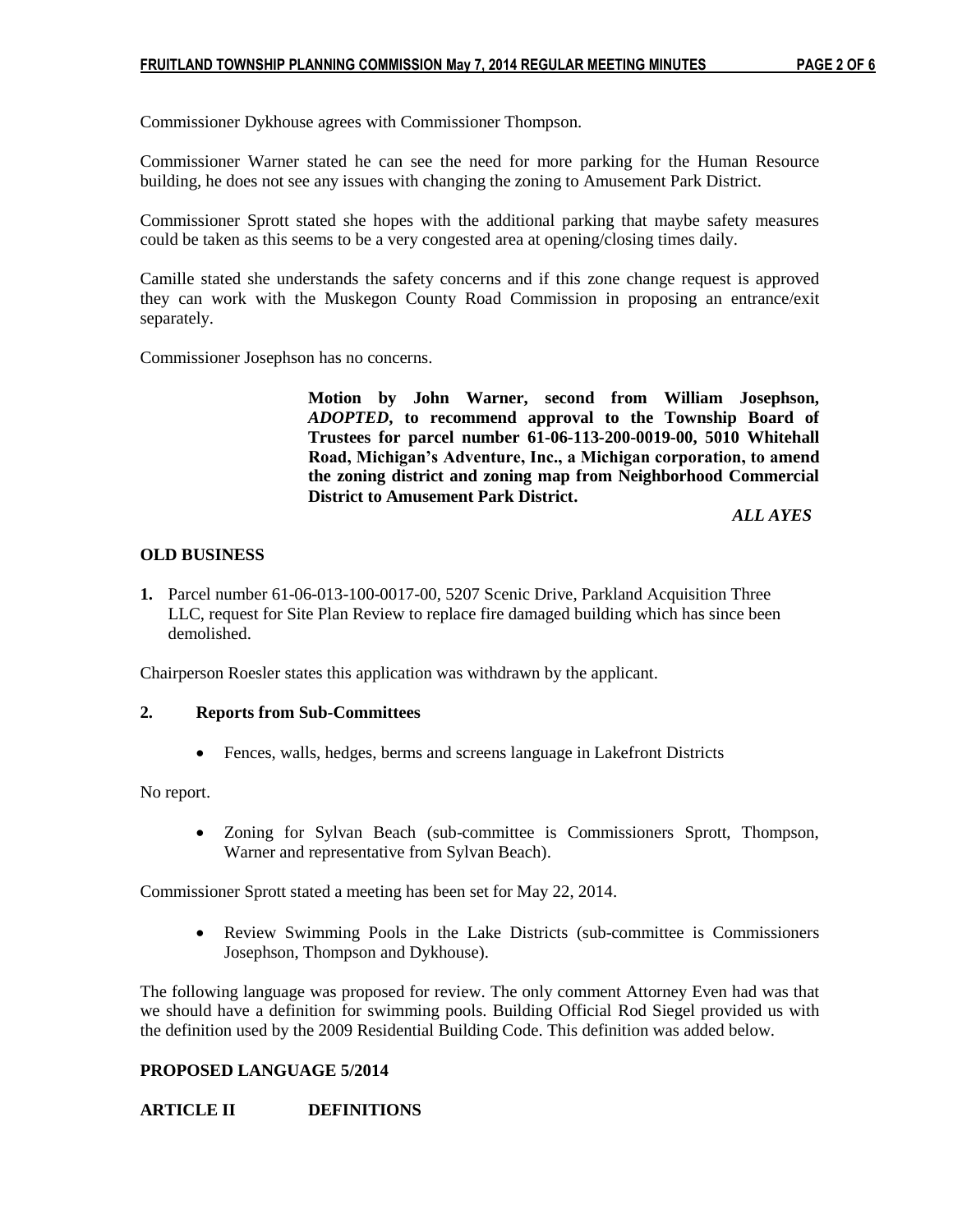Commissioner Dykhouse agrees with Commissioner Thompson.

Commissioner Warner stated he can see the need for more parking for the Human Resource building, he does not see any issues with changing the zoning to Amusement Park District.

Commissioner Sprott stated she hopes with the additional parking that maybe safety measures could be taken as this seems to be a very congested area at opening/closing times daily.

Camille stated she understands the safety concerns and if this zone change request is approved they can work with the Muskegon County Road Commission in proposing an entrance/exit separately.

Commissioner Josephson has no concerns.

> **Motion by John Warner, second from William Josephson, *ADOPTED*, to recommend approval to the Township Board of Trustees for parcel number 61-06-113-200-0019-00, 5010 Whitehall Road, Michigan's Adventure, Inc., a Michigan corporation, to amend the zoning district and zoning map from Neighborhood Commercial District to Amusement Park District.**
>
> ***ALL AYES***

**OLD BUSINESS**

**1.** Parcel number 61-06-013-100-0017-00, 5207 Scenic Drive, Parkland Acquisition Three LLC, request for Site Plan Review to replace fire damaged building which has since been demolished.

Chairperson Roesler states this application was withdrawn by the applicant.

**2. Reports from Sub-Committees**

- Fences, walls, hedges, berms and screens language in Lakefront Districts

No report.

- Zoning for Sylvan Beach (sub-committee is Commissioners Sprott, Thompson, Warner and representative from Sylvan Beach).

Commissioner Sprott stated a meeting has been set for May 22, 2014.

- Review Swimming Pools in the Lake Districts (sub-committee is Commissioners Josephson, Thompson and Dykhouse).

The following language was proposed for review. The only comment Attorney Even had was that we should have a definition for swimming pools. Building Official Rod Siegel provided us with the definition used by the 2009 Residential Building Code. This definition was added below.

**PROPOSED LANGUAGE 5/2014**

**ARTICLE II DEFINITIONS**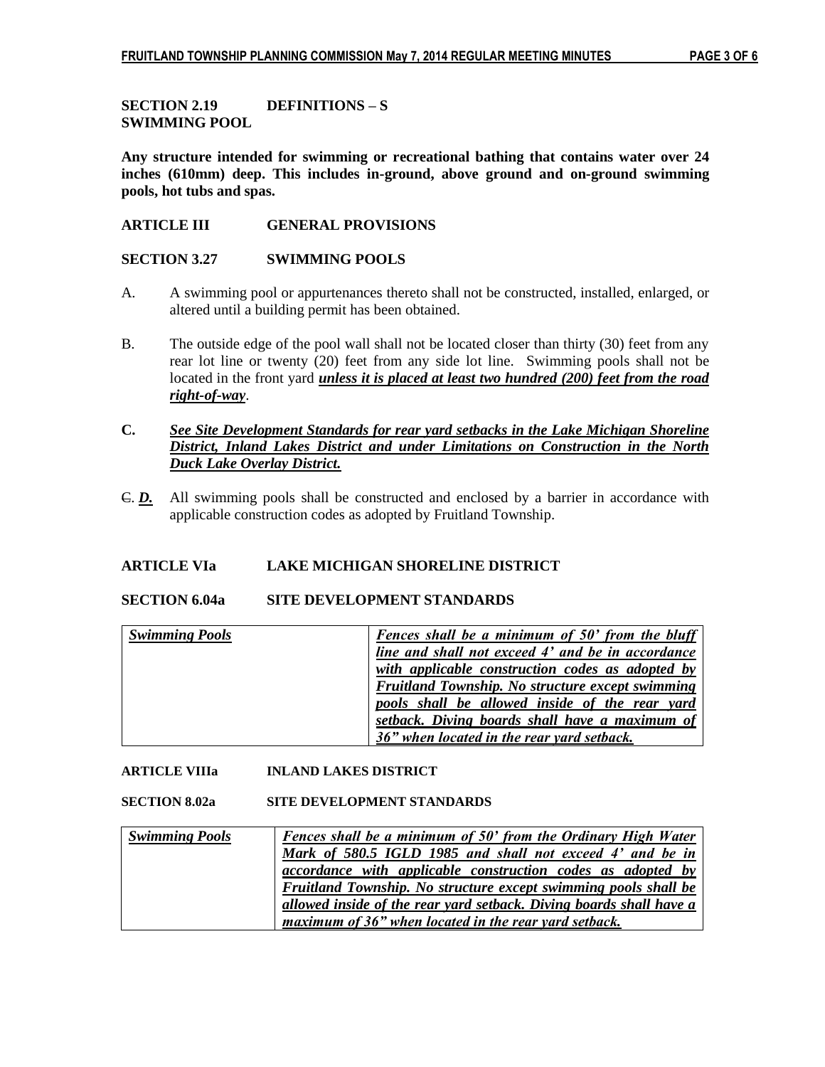**SECTION 2.19 DEFINITIONS – S**
**SWIMMING POOL**

**Any structure intended for swimming or recreational bathing that contains water over 24 inches (610mm) deep. This includes in-ground, above ground and on-ground swimming pools, hot tubs and spas.**

**ARTICLE III GENERAL PROVISIONS**

**SECTION 3.27 SWIMMING POOLS**

A. A swimming pool or appurtenances thereto shall not be constructed, installed, enlarged, or altered until a building permit has been obtained.

B. The outside edge of the pool wall shall not be located closer than thirty (30) feet from any rear lot line or twenty (20) feet from any side lot line. Swimming pools shall not be located in the front yard ***unless it is placed at least two hundred (200) feet from the road right-of-way***.

**C.** ***See Site Development Standards for rear yard setbacks in the Lake Michigan Shoreline District, Inland Lakes District and under Limitations on Construction in the North Duck Lake Overlay District.***

~~C.~~ ***D.*** All swimming pools shall be constructed and enclosed by a barrier in accordance with applicable construction codes as adopted by Fruitland Township.

**ARTICLE VIa LAKE MICHIGAN SHORELINE DISTRICT**

**SECTION 6.04a SITE DEVELOPMENT STANDARDS**

| ***Swimming Pools*** | ***Fences shall be a minimum of 50' from the bluff line and shall not exceed 4' and be in accordance with applicable construction codes as adopted by Fruitland Township. No structure except swimming pools shall be allowed inside of the rear yard setback. Diving boards shall have a maximum of 36" when located in the rear yard setback.*** |
|---|---|

**ARTICLE VIIIa INLAND LAKES DISTRICT**

**SECTION 8.02a SITE DEVELOPMENT STANDARDS**

| ***Swimming Pools*** | ***Fences shall be a minimum of 50' from the Ordinary High Water Mark of 580.5 IGLD 1985 and shall not exceed 4' and be in accordance with applicable construction codes as adopted by Fruitland Township. No structure except swimming pools shall be allowed inside of the rear yard setback. Diving boards shall have a maximum of 36" when located in the rear yard setback.*** |
|---|---|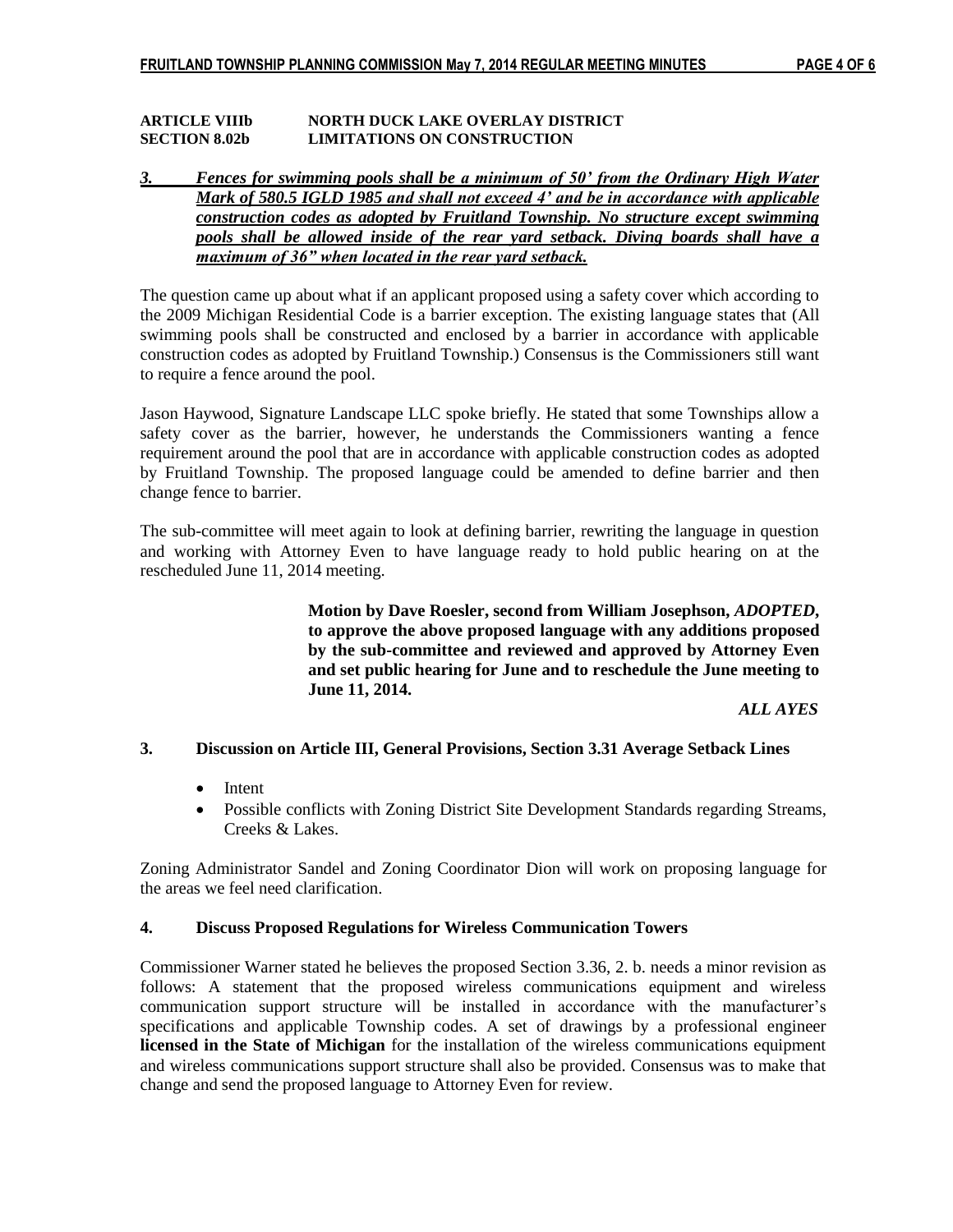**ARTICLE VIIIb NORTH DUCK LAKE OVERLAY DISTRICT**
**SECTION 8.02b LIMITATIONS ON CONSTRUCTION**

***3. Fences for swimming pools shall be a minimum of 50' from the Ordinary High Water Mark of 580.5 IGLD 1985 and shall not exceed 4' and be in accordance with applicable construction codes as adopted by Fruitland Township. No structure except swimming pools shall be allowed inside of the rear yard setback. Diving boards shall have a maximum of 36" when located in the rear yard setback.***

The question came up about what if an applicant proposed using a safety cover which according to the 2009 Michigan Residential Code is a barrier exception. The existing language states that (All swimming pools shall be constructed and enclosed by a barrier in accordance with applicable construction codes as adopted by Fruitland Township.) Consensus is the Commissioners still want to require a fence around the pool.

Jason Haywood, Signature Landscape LLC spoke briefly. He stated that some Townships allow a safety cover as the barrier, however, he understands the Commissioners wanting a fence requirement around the pool that are in accordance with applicable construction codes as adopted by Fruitland Township. The proposed language could be amended to define barrier and then change fence to barrier.

The sub-committee will meet again to look at defining barrier, rewriting the language in question and working with Attorney Even to have language ready to hold public hearing on at the rescheduled June 11, 2014 meeting.

> **Motion by Dave Roesler, second from William Josephson, *ADOPTED*, to approve the above proposed language with any additions proposed by the sub-committee and reviewed and approved by Attorney Even and set public hearing for June and to reschedule the June meeting to June 11, 2014.**
>
> ***ALL AYES***

### 3. Discussion on Article III, General Provisions, Section 3.31 Average Setback Lines

- Intent
- Possible conflicts with Zoning District Site Development Standards regarding Streams, Creeks & Lakes.

Zoning Administrator Sandel and Zoning Coordinator Dion will work on proposing language for the areas we feel need clarification.

### 4. Discuss Proposed Regulations for Wireless Communication Towers

Commissioner Warner stated he believes the proposed Section 3.36, 2. b. needs a minor revision as follows: A statement that the proposed wireless communications equipment and wireless communication support structure will be installed in accordance with the manufacturer's specifications and applicable Township codes. A set of drawings by a professional engineer **licensed in the State of Michigan** for the installation of the wireless communications equipment and wireless communications support structure shall also be provided. Consensus was to make that change and send the proposed language to Attorney Even for review.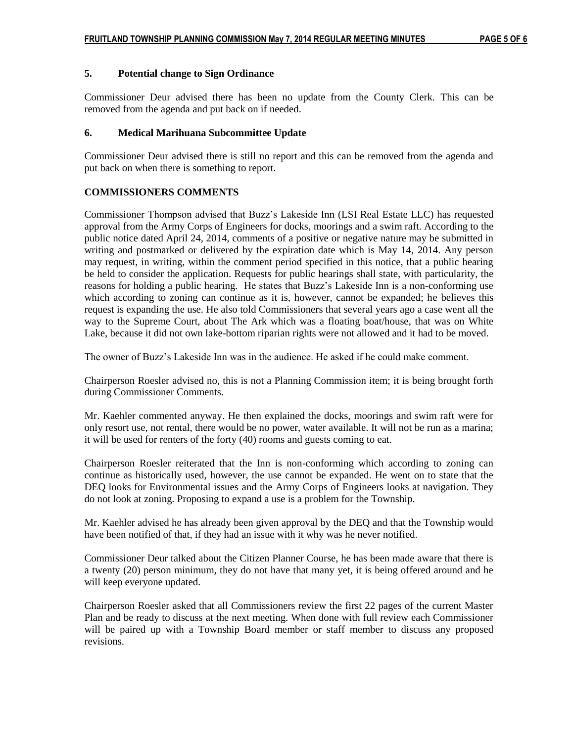### 5. Potential change to Sign Ordinance

Commissioner Deur advised there has been no update from the County Clerk. This can be removed from the agenda and put back on if needed.

### 6. Medical Marihuana Subcommittee Update

Commissioner Deur advised there is still no report and this can be removed from the agenda and put back on when there is something to report.

### COMMISSIONERS COMMENTS

Commissioner Thompson advised that Buzz's Lakeside Inn (LSI Real Estate LLC) has requested approval from the Army Corps of Engineers for docks, moorings and a swim raft. According to the public notice dated April 24, 2014, comments of a positive or negative nature may be submitted in writing and postmarked or delivered by the expiration date which is May 14, 2014. Any person may request, in writing, within the comment period specified in this notice, that a public hearing be held to consider the application. Requests for public hearings shall state, with particularity, the reasons for holding a public hearing. He states that Buzz's Lakeside Inn is a non-conforming use which according to zoning can continue as it is, however, cannot be expanded; he believes this request is expanding the use. He also told Commissioners that several years ago a case went all the way to the Supreme Court, about The Ark which was a floating boat/house, that was on White Lake, because it did not own lake-bottom riparian rights were not allowed and it had to be moved.

The owner of Buzz's Lakeside Inn was in the audience. He asked if he could make comment.

Chairperson Roesler advised no, this is not a Planning Commission item; it is being brought forth during Commissioner Comments.

Mr. Kaehler commented anyway. He then explained the docks, moorings and swim raft were for only resort use, not rental, there would be no power, water available. It will not be run as a marina; it will be used for renters of the forty (40) rooms and guests coming to eat.

Chairperson Roesler reiterated that the Inn is non-conforming which according to zoning can continue as historically used, however, the use cannot be expanded. He went on to state that the DEQ looks for Environmental issues and the Army Corps of Engineers looks at navigation. They do not look at zoning. Proposing to expand a use is a problem for the Township.

Mr. Kaehler advised he has already been given approval by the DEQ and that the Township would have been notified of that, if they had an issue with it why was he never notified.

Commissioner Deur talked about the Citizen Planner Course, he has been made aware that there is a twenty (20) person minimum, they do not have that many yet, it is being offered around and he will keep everyone updated.

Chairperson Roesler asked that all Commissioners review the first 22 pages of the current Master Plan and be ready to discuss at the next meeting. When done with full review each Commissioner will be paired up with a Township Board member or staff member to discuss any proposed revisions.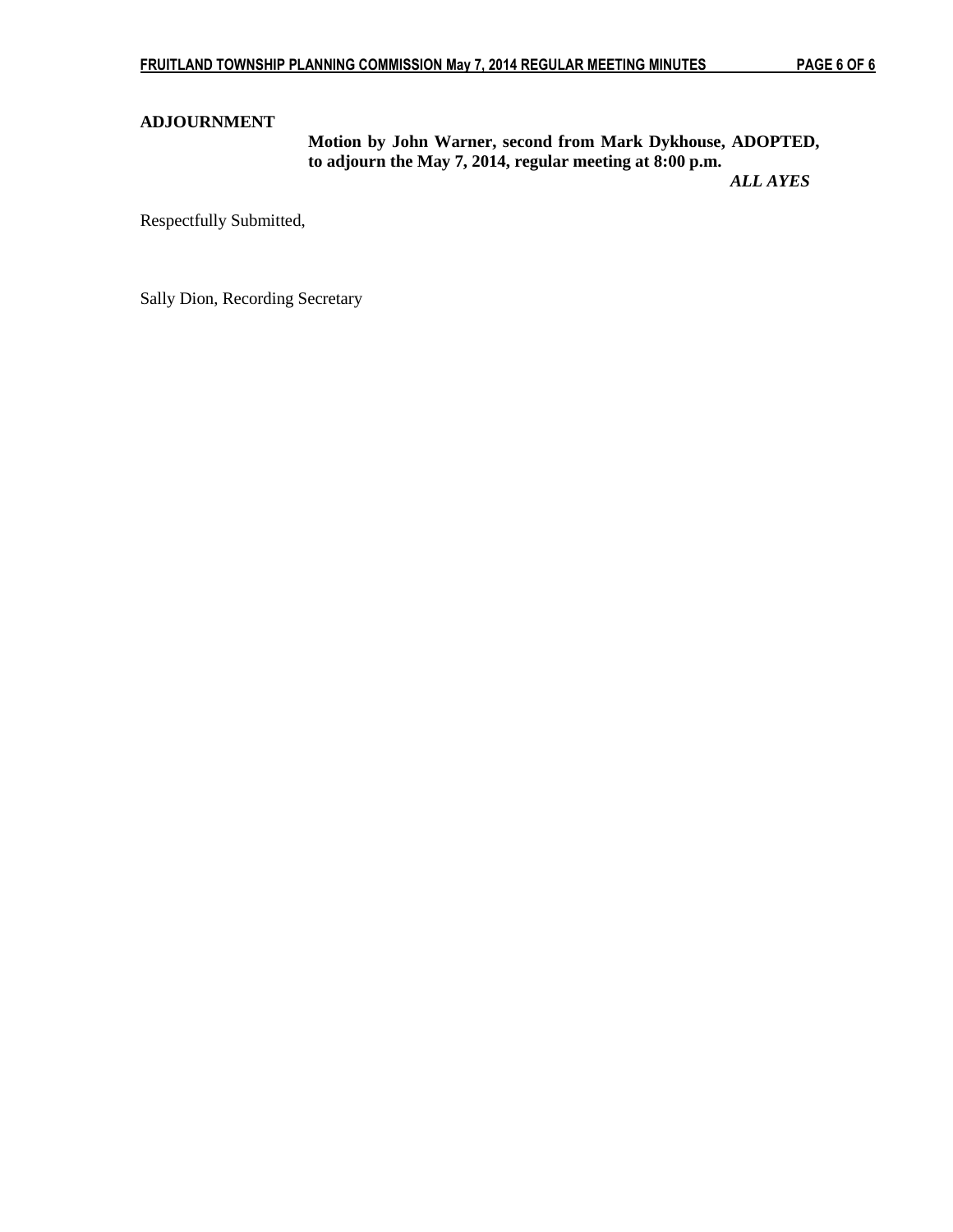**ADJOURNMENT**

**Motion by John Warner, second from Mark Dykhouse, ADOPTED, to adjourn the May 7, 2014, regular meeting at 8:00 p.m.**

***ALL AYES***

Respectfully Submitted,

Sally Dion, Recording Secretary